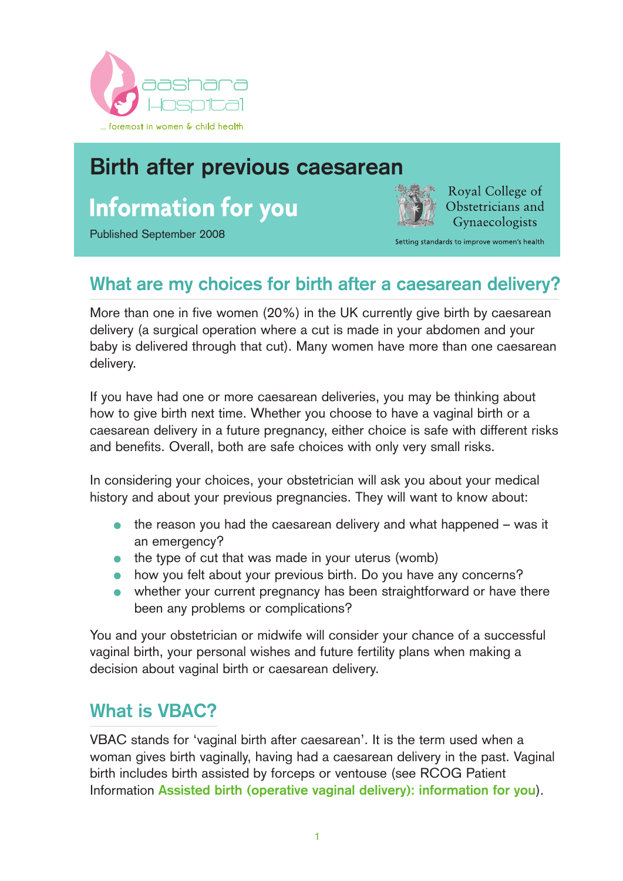aashara Hospital

... foremost in women & child health

# Birth after previous caesarean

## Information for you

Published September 2008

Royal College of Obstetricians and Gynaecologists

Setting standards to improve women's health

## What are my choices for birth after a caesarean delivery?

More than one in five women (20%) in the UK currently give birth by caesarean delivery (a surgical operation where a cut is made in your abdomen and your baby is delivered through that cut). Many women have more than one caesarean delivery.

If you have had one or more caesarean deliveries, you may be thinking about how to give birth next time. Whether you choose to have a vaginal birth or a caesarean delivery in a future pregnancy, either choice is safe with different risks and benefits. Overall, both are safe choices with only very small risks.

In considering your choices, your obstetrician will ask you about your medical history and about your previous pregnancies. They will want to know about:

- the reason you had the caesarean delivery and what happened – was it an emergency?
- the type of cut that was made in your uterus (womb)
- how you felt about your previous birth. Do you have any concerns?
- whether your current pregnancy has been straightforward or have there been any problems or complications?

You and your obstetrician or midwife will consider your chance of a successful vaginal birth, your personal wishes and future fertility plans when making a decision about vaginal birth or caesarean delivery.

## What is VBAC?

VBAC stands for 'vaginal birth after caesarean'. It is the term used when a woman gives birth vaginally, having had a caesarean delivery in the past. Vaginal birth includes birth assisted by forceps or ventouse (see RCOG Patient Information **Assisted birth (operative vaginal delivery): information for you**).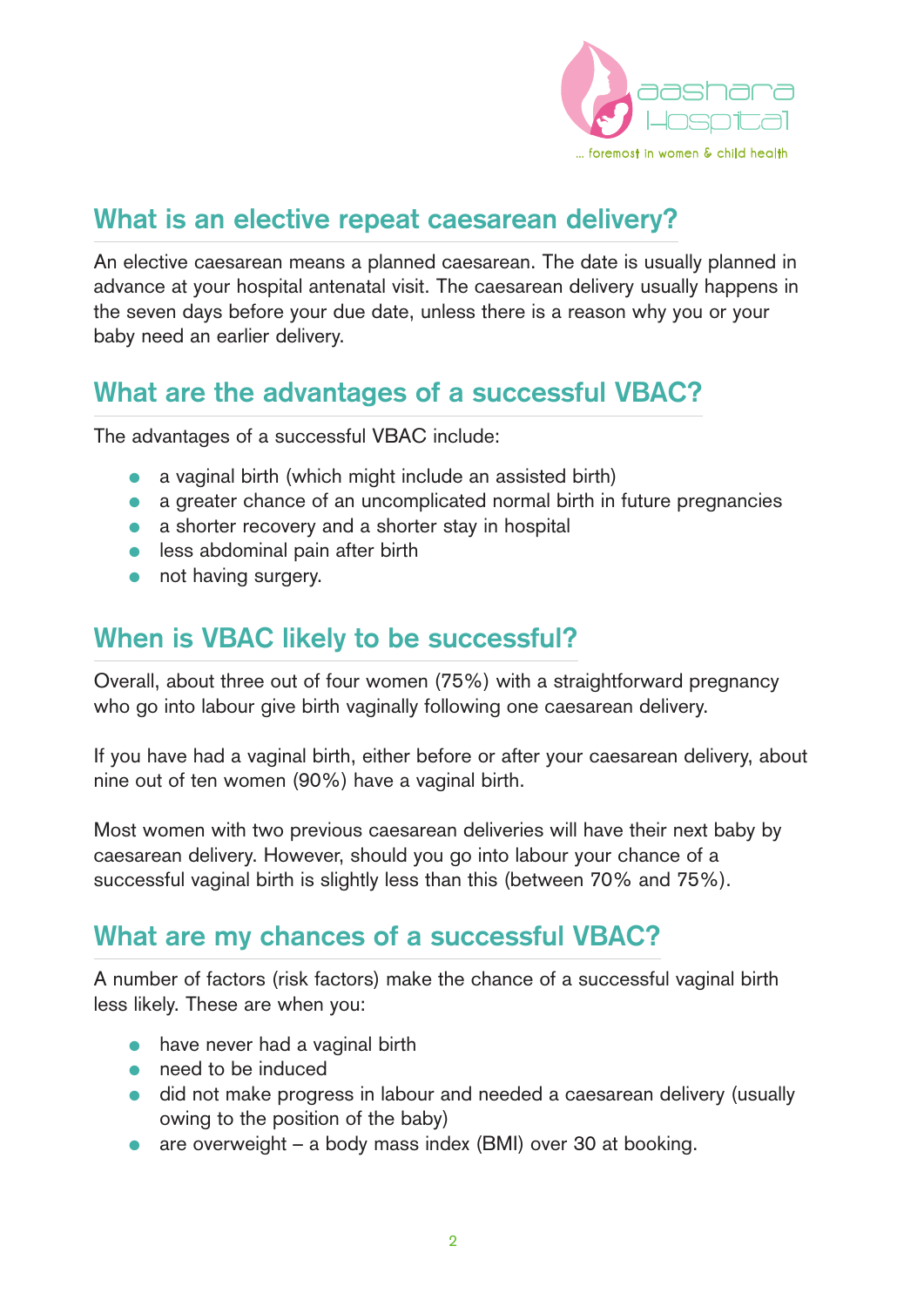## What is an elective repeat caesarean delivery?

An elective caesarean means a planned caesarean. The date is usually planned in advance at your hospital antenatal visit. The caesarean delivery usually happens in the seven days before your due date, unless there is a reason why you or your baby need an earlier delivery.

## What are the advantages of a successful VBAC?

The advantages of a successful VBAC include:

- a vaginal birth (which might include an assisted birth)
- a greater chance of an uncomplicated normal birth in future pregnancies
- a shorter recovery and a shorter stay in hospital
- less abdominal pain after birth
- not having surgery.

## When is VBAC likely to be successful?

Overall, about three out of four women (75%) with a straightforward pregnancy who go into labour give birth vaginally following one caesarean delivery.

If you have had a vaginal birth, either before or after your caesarean delivery, about nine out of ten women (90%) have a vaginal birth.

Most women with two previous caesarean deliveries will have their next baby by caesarean delivery. However, should you go into labour your chance of a successful vaginal birth is slightly less than this (between 70% and 75%).

## What are my chances of a successful VBAC?

A number of factors (risk factors) make the chance of a successful vaginal birth less likely. These are when you:

- have never had a vaginal birth
- need to be induced
- did not make progress in labour and needed a caesarean delivery (usually owing to the position of the baby)
- are overweight – a body mass index (BMI) over 30 at booking.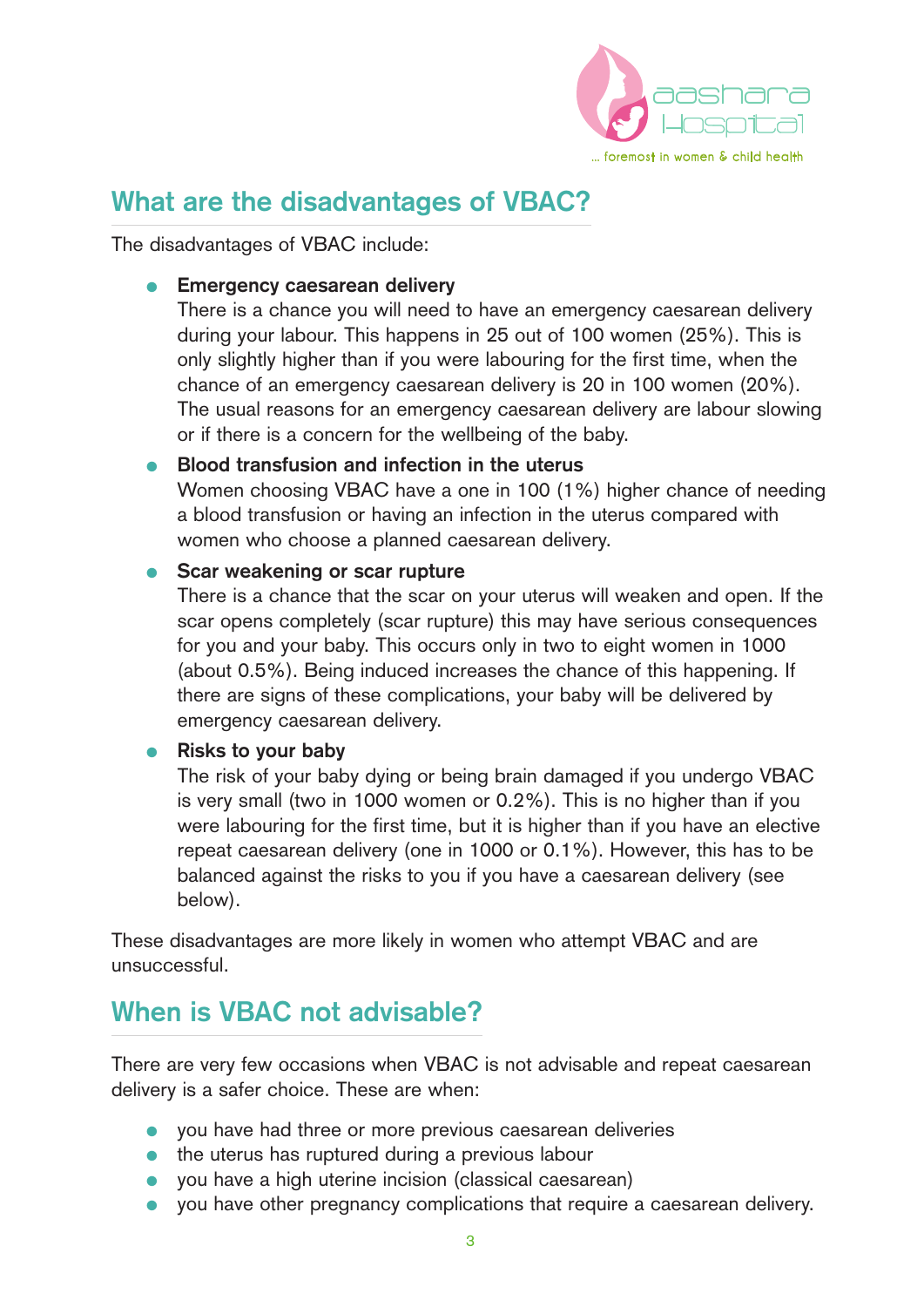## What are the disadvantages of VBAC?

The disadvantages of VBAC include:

- **Emergency caesarean delivery**
  There is a chance you will need to have an emergency caesarean delivery during your labour. This happens in 25 out of 100 women (25%). This is only slightly higher than if you were labouring for the first time, when the chance of an emergency caesarean delivery is 20 in 100 women (20%). The usual reasons for an emergency caesarean delivery are labour slowing or if there is a concern for the wellbeing of the baby.
- **Blood transfusion and infection in the uterus**
  Women choosing VBAC have a one in 100 (1%) higher chance of needing a blood transfusion or having an infection in the uterus compared with women who choose a planned caesarean delivery.
- **Scar weakening or scar rupture**
  There is a chance that the scar on your uterus will weaken and open. If the scar opens completely (scar rupture) this may have serious consequences for you and your baby. This occurs only in two to eight women in 1000 (about 0.5%). Being induced increases the chance of this happening. If there are signs of these complications, your baby will be delivered by emergency caesarean delivery.
- **Risks to your baby**
  The risk of your baby dying or being brain damaged if you undergo VBAC is very small (two in 1000 women or 0.2%). This is no higher than if you were labouring for the first time, but it is higher than if you have an elective repeat caesarean delivery (one in 1000 or 0.1%). However, this has to be balanced against the risks to you if you have a caesarean delivery (see below).

These disadvantages are more likely in women who attempt VBAC and are unsuccessful.

## When is VBAC not advisable?

There are very few occasions when VBAC is not advisable and repeat caesarean delivery is a safer choice. These are when:

- you have had three or more previous caesarean deliveries
- the uterus has ruptured during a previous labour
- you have a high uterine incision (classical caesarean)
- you have other pregnancy complications that require a caesarean delivery.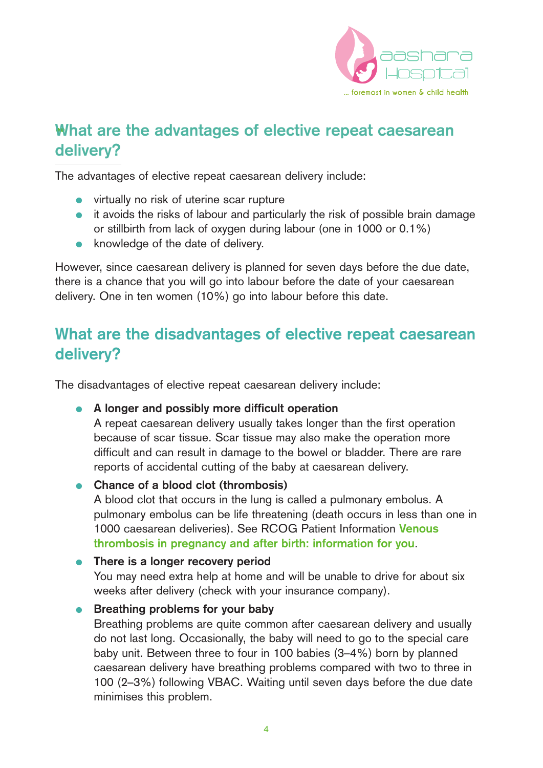## What are the advantages of elective repeat caesarean delivery?

The advantages of elective repeat caesarean delivery include:

- virtually no risk of uterine scar rupture
- it avoids the risks of labour and particularly the risk of possible brain damage or stillbirth from lack of oxygen during labour (one in 1000 or 0.1%)
- knowledge of the date of delivery.

However, since caesarean delivery is planned for seven days before the due date, there is a chance that you will go into labour before the date of your caesarean delivery. One in ten women (10%) go into labour before this date.

## What are the disadvantages of elective repeat caesarean delivery?

The disadvantages of elective repeat caesarean delivery include:

- **A longer and possibly more difficult operation**
  A repeat caesarean delivery usually takes longer than the first operation because of scar tissue. Scar tissue may also make the operation more difficult and can result in damage to the bowel or bladder. There are rare reports of accidental cutting of the baby at caesarean delivery.
- **Chance of a blood clot (thrombosis)**
  A blood clot that occurs in the lung is called a pulmonary embolus. A pulmonary embolus can be life threatening (death occurs in less than one in 1000 caesarean deliveries). See RCOG Patient Information **Venous thrombosis in pregnancy and after birth: information for you**.
- **There is a longer recovery period**
  You may need extra help at home and will be unable to drive for about six weeks after delivery (check with your insurance company).
- **Breathing problems for your baby**
  Breathing problems are quite common after caesarean delivery and usually do not last long. Occasionally, the baby will need to go to the special care baby unit. Between three to four in 100 babies (3–4%) born by planned caesarean delivery have breathing problems compared with two to three in 100 (2–3%) following VBAC. Waiting until seven days before the due date minimises this problem.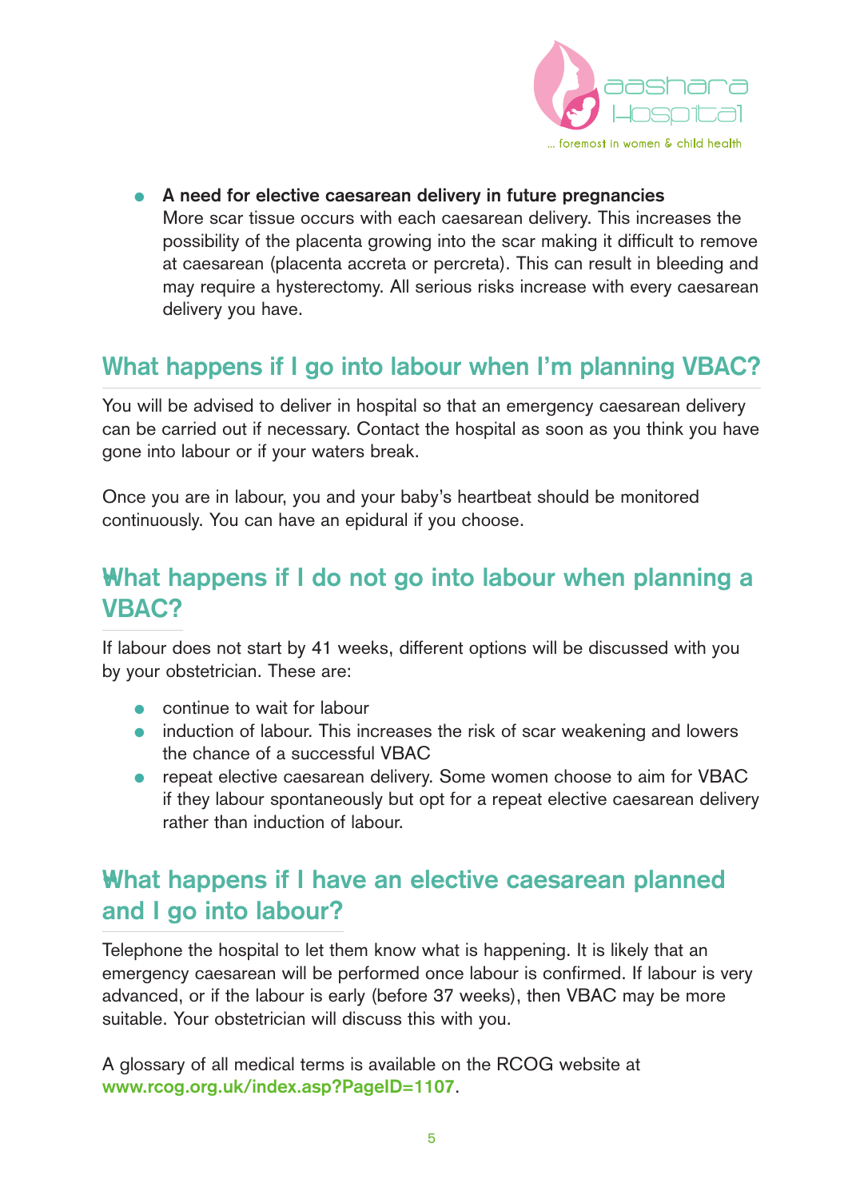- **A need for elective caesarean delivery in future pregnancies**
  More scar tissue occurs with each caesarean delivery. This increases the possibility of the placenta growing into the scar making it difficult to remove at caesarean (placenta accreta or percreta). This can result in bleeding and may require a hysterectomy. All serious risks increase with every caesarean delivery you have.

## What happens if I go into labour when I'm planning VBAC?

You will be advised to deliver in hospital so that an emergency caesarean delivery can be carried out if necessary. Contact the hospital as soon as you think you have gone into labour or if your waters break.

Once you are in labour, you and your baby's heartbeat should be monitored continuously. You can have an epidural if you choose.

## What happens if I do not go into labour when planning a VBAC?

If labour does not start by 41 weeks, different options will be discussed with you by your obstetrician. These are:

- continue to wait for labour
- induction of labour. This increases the risk of scar weakening and lowers the chance of a successful VBAC
- repeat elective caesarean delivery. Some women choose to aim for VBAC if they labour spontaneously but opt for a repeat elective caesarean delivery rather than induction of labour.

## What happens if I have an elective caesarean planned and I go into labour?

Telephone the hospital to let them know what is happening. It is likely that an emergency caesarean will be performed once labour is confirmed. If labour is very advanced, or if the labour is early (before 37 weeks), then VBAC may be more suitable. Your obstetrician will discuss this with you.

A glossary of all medical terms is available on the RCOG website at **www.rcog.org.uk/index.asp?PageID=1107**.